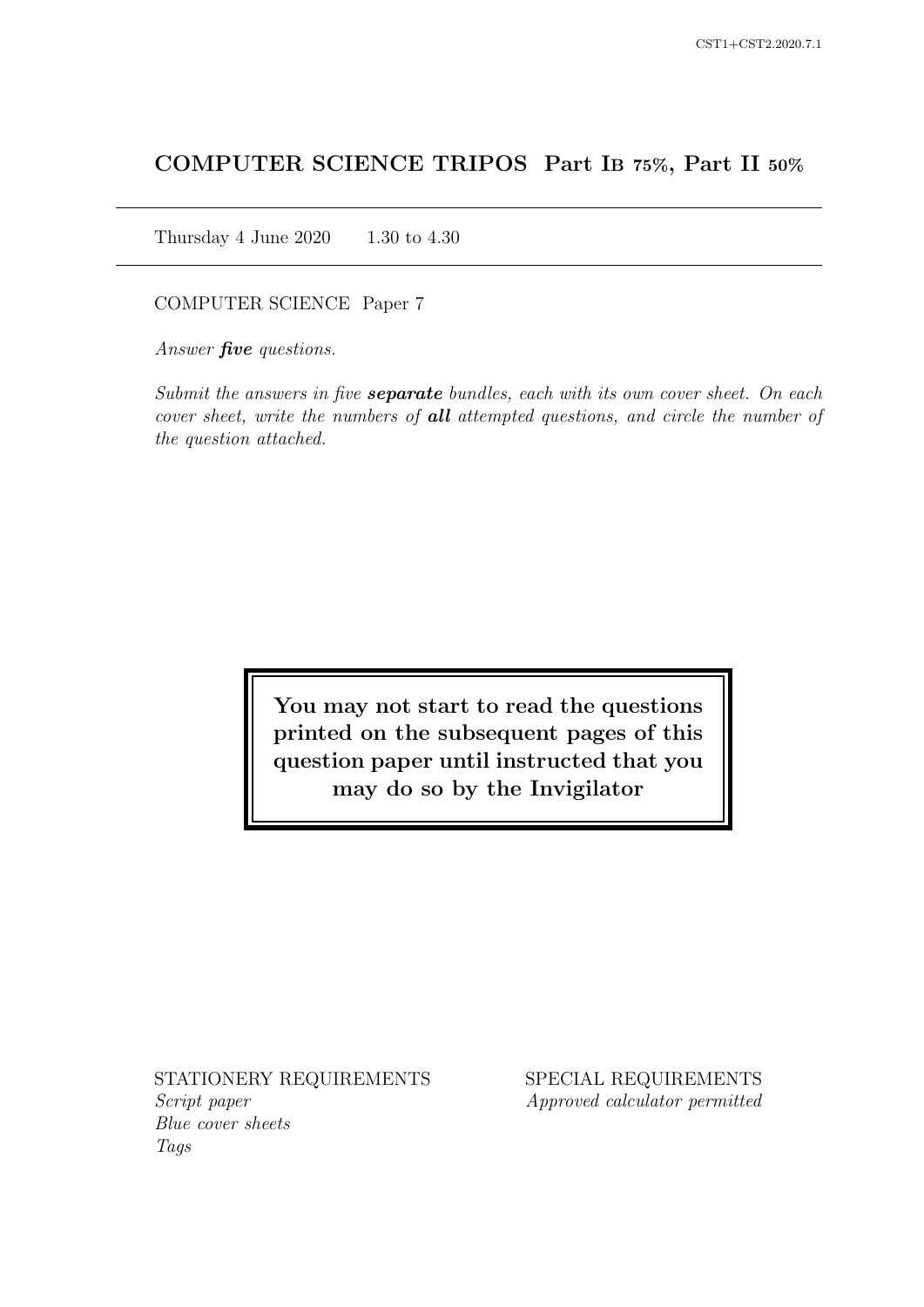# COMPUTER SCIENCE TRIPOS Part IB 75%, Part II 50%

Thursday 4 June 2020 1.30 to 4.30

COMPUTER SCIENCE Paper 7

*Answer **five** questions.*

*Submit the answers in five **separate** bundles, each with its own cover sheet. On each cover sheet, write the numbers of **all** attempted questions, and circle the number of the question attached.*

**You may not start to read the questions printed on the subsequent pages of this question paper until instructed that you may do so by the Invigilator**

STATIONERY REQUIREMENTS
*Script paper*
*Blue cover sheets*
*Tags*

SPECIAL REQUIREMENTS
*Approved calculator permitted*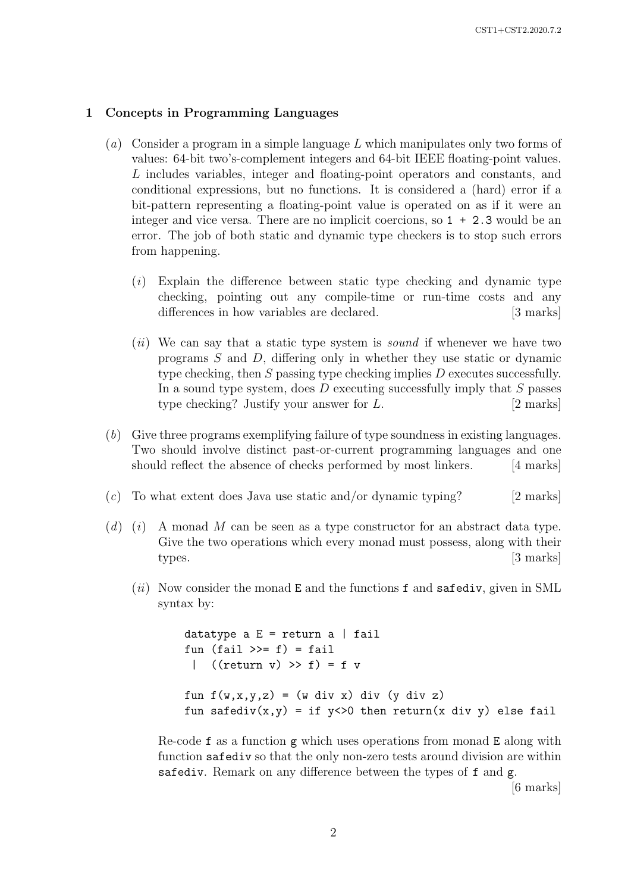## 1 Concepts in Programming Languages

(*a*) Consider a program in a simple language $L$ which manipulates only two forms of values: 64-bit two's-complement integers and 64-bit IEEE floating-point values. $L$ includes variables, integer and floating-point operators and constants, and conditional expressions, but no functions. It is considered a (hard) error if a bit-pattern representing a floating-point value is operated on as if it were an integer and vice versa. There are no implicit coercions, so `1 + 2.3` would be an error. The job of both static and dynamic type checkers is to stop such errors from happening.

(*i*) Explain the difference between static type checking and dynamic type checking, pointing out any compile-time or run-time costs and any differences in how variables are declared. [3 marks]

(*ii*) We can say that a static type system is *sound* if whenever we have two programs $S$ and $D$, differing only in whether they use static or dynamic type checking, then $S$ passing type checking implies $D$ executes successfully. In a sound type system, does $D$ executing successfully imply that $S$ passes type checking? Justify your answer for $L$. [2 marks]

(*b*) Give three programs exemplifying failure of type soundness in existing languages. Two should involve distinct past-or-current programming languages and one should reflect the absence of checks performed by most linkers. [4 marks]

(*c*) To what extent does Java use static and/or dynamic typing? [2 marks]

(*d*) (*i*) A monad $M$ can be seen as a type constructor for an abstract data type. Give the two operations which every monad must possess, along with their types. [3 marks]

(*ii*) Now consider the monad `E` and the functions `f` and `safediv`, given in SML syntax by:

```
datatype a E = return a | fail
fun (fail >>= f) = fail
 |  ((return v) >> f) = f v

fun f(w,x,y,z) = (w div x) div (y div z)
fun safediv(x,y) = if y<>0 then return(x div y) else fail
```

Re-code `f` as a function `g` which uses operations from monad `E` along with function `safediv` so that the only non-zero tests around division are within `safediv`. Remark on any difference between the types of `f` and `g`.

[6 marks]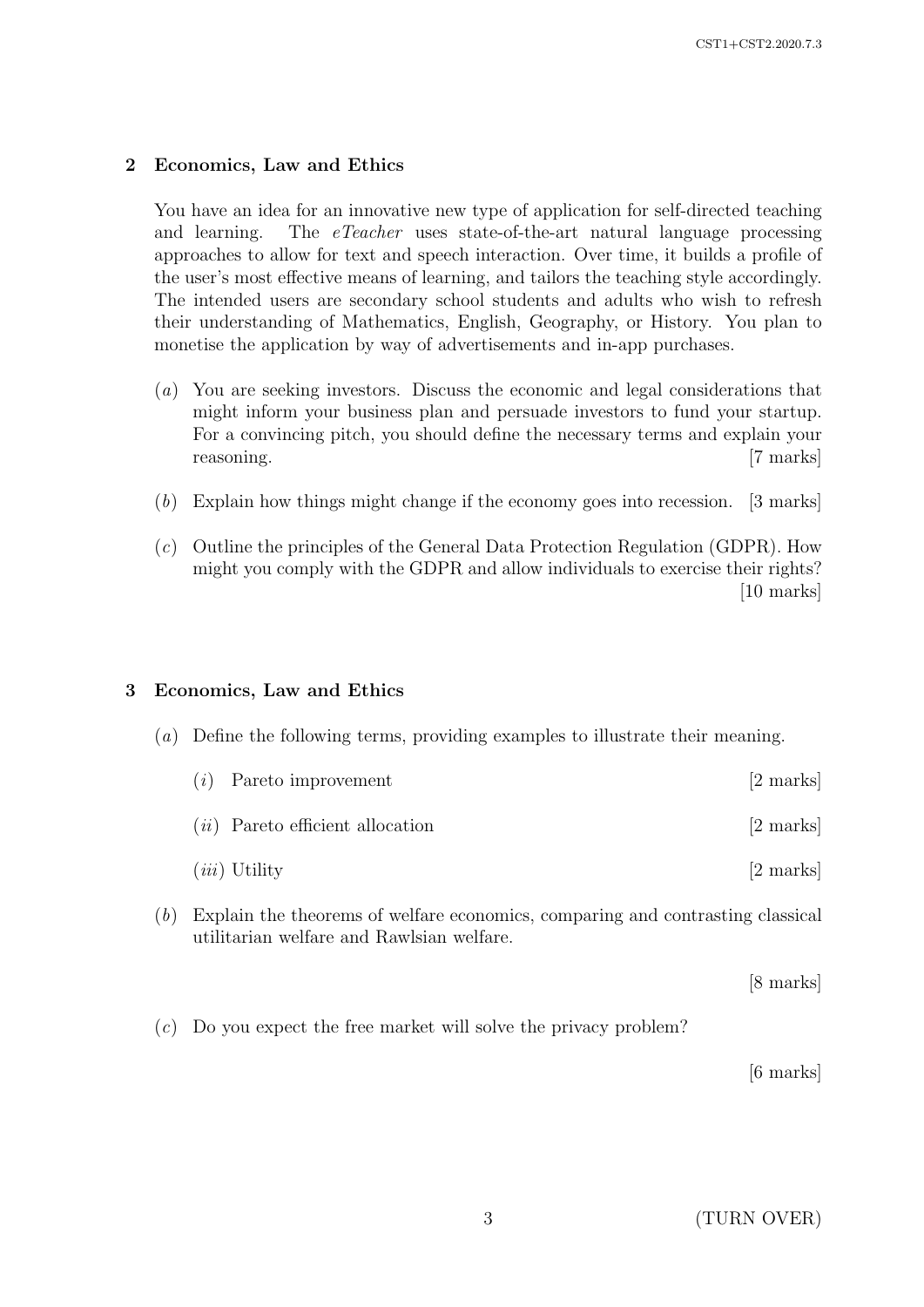## 2 Economics, Law and Ethics

You have an idea for an innovative new type of application for self-directed teaching and learning. The *eTeacher* uses state-of-the-art natural language processing approaches to allow for text and speech interaction. Over time, it builds a profile of the user's most effective means of learning, and tailors the teaching style accordingly. The intended users are secondary school students and adults who wish to refresh their understanding of Mathematics, English, Geography, or History. You plan to monetise the application by way of advertisements and in-app purchases.

(*a*) You are seeking investors. Discuss the economic and legal considerations that might inform your business plan and persuade investors to fund your startup. For a convincing pitch, you should define the necessary terms and explain your reasoning. [7 marks]

(*b*) Explain how things might change if the economy goes into recession. [3 marks]

(*c*) Outline the principles of the General Data Protection Regulation (GDPR). How might you comply with the GDPR and allow individuals to exercise their rights? [10 marks]

## 3 Economics, Law and Ethics

(*a*) Define the following terms, providing examples to illustrate their meaning.

(*i*) Pareto improvement [2 marks]

(*ii*) Pareto efficient allocation [2 marks]

(*iii*) Utility [2 marks]

(*b*) Explain the theorems of welfare economics, comparing and contrasting classical utilitarian welfare and Rawlsian welfare. [8 marks]

(*c*) Do you expect the free market will solve the privacy problem? [6 marks]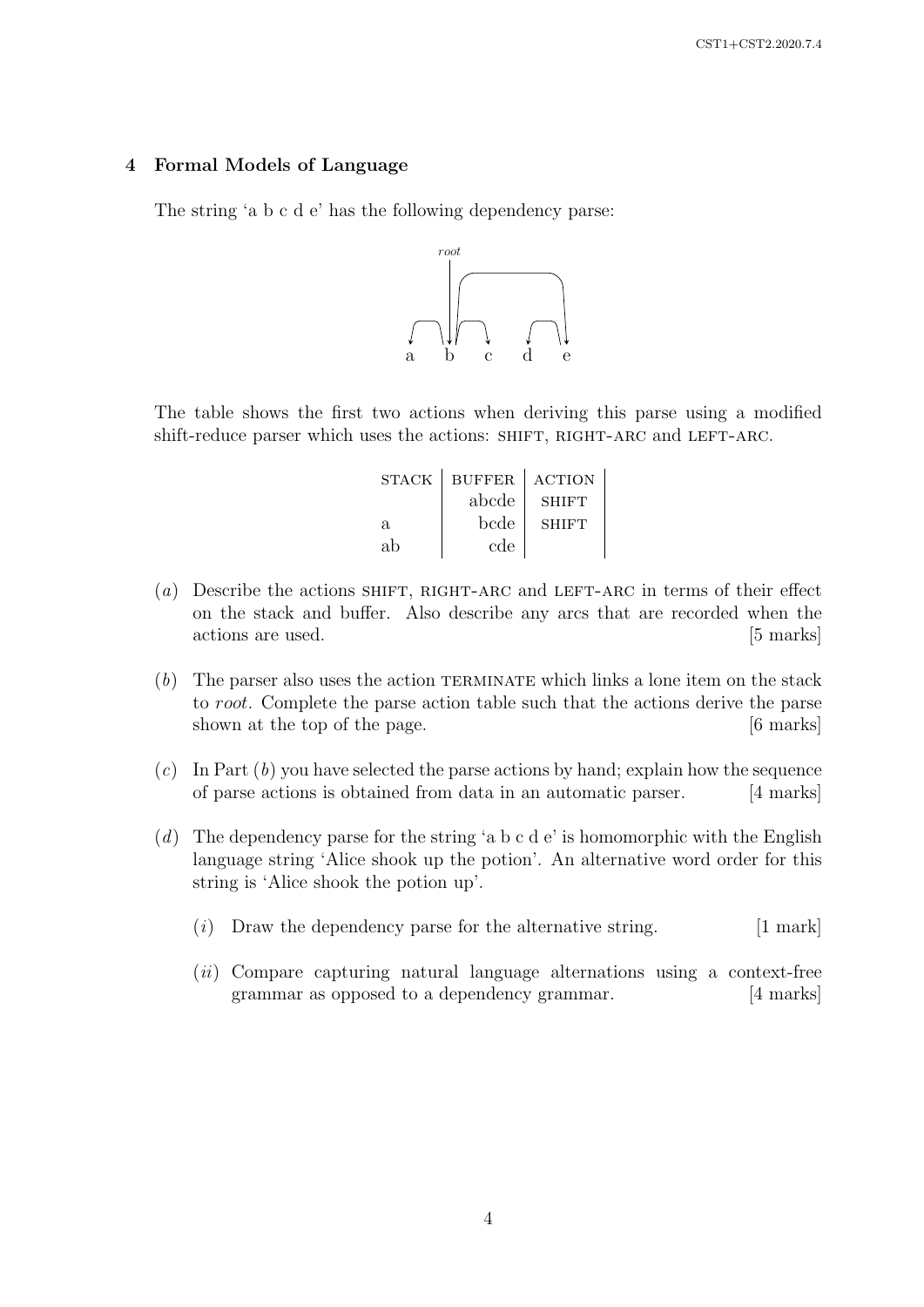## 4 Formal Models of Language

The string 'a b c d e' has the following dependency parse:

root

a b c d e

The table shows the first two actions when deriving this parse using a modified shift-reduce parser which uses the actions: SHIFT, RIGHT-ARC and LEFT-ARC.

| STACK | BUFFER | ACTION |
|---|---|---|
| | abcde | SHIFT |
| a | bcde | SHIFT |
| ab | cde | |

(*a*) Describe the actions SHIFT, RIGHT-ARC and LEFT-ARC in terms of their effect on the stack and buffer. Also describe any arcs that are recorded when the actions are used. [5 marks]

(*b*) The parser also uses the action TERMINATE which links a lone item on the stack to *root*. Complete the parse action table such that the actions derive the parse shown at the top of the page. [6 marks]

(*c*) In Part (*b*) you have selected the parse actions by hand; explain how the sequence of parse actions is obtained from data in an automatic parser. [4 marks]

(*d*) The dependency parse for the string 'a b c d e' is homomorphic with the English language string 'Alice shook up the potion'. An alternative word order for this string is 'Alice shook the potion up'.

(*i*) Draw the dependency parse for the alternative string. [1 mark]

(*ii*) Compare capturing natural language alternations using a context-free grammar as opposed to a dependency grammar. [4 marks]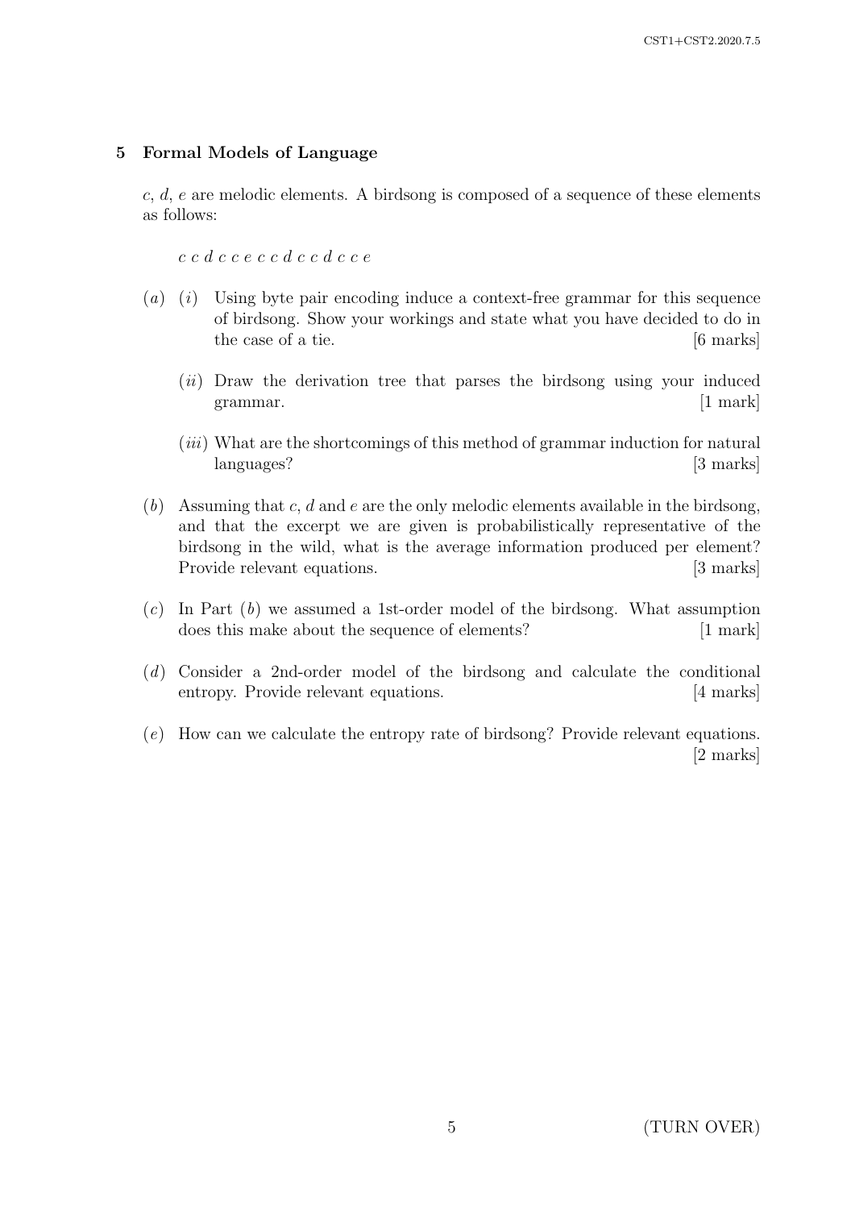## 5 Formal Models of Language

$c$, $d$, $e$ are melodic elements. A birdsong is composed of a sequence of these elements as follows:

$c\ c\ d\ c\ c\ e\ c\ c\ d\ c\ c\ d\ c\ c\ e$

(*a*) (*i*) Using byte pair encoding induce a context-free grammar for this sequence of birdsong. Show your workings and state what you have decided to do in the case of a tie. [6 marks]

(*ii*) Draw the derivation tree that parses the birdsong using your induced grammar. [1 mark]

(*iii*) What are the shortcomings of this method of grammar induction for natural languages? [3 marks]

(*b*) Assuming that $c$, $d$ and $e$ are the only melodic elements available in the birdsong, and that the excerpt we are given is probabilistically representative of the birdsong in the wild, what is the average information produced per element? Provide relevant equations. [3 marks]

(*c*) In Part (*b*) we assumed a 1st-order model of the birdsong. What assumption does this make about the sequence of elements? [1 mark]

(*d*) Consider a 2nd-order model of the birdsong and calculate the conditional entropy. Provide relevant equations. [4 marks]

(*e*) How can we calculate the entropy rate of birdsong? Provide relevant equations. [2 marks]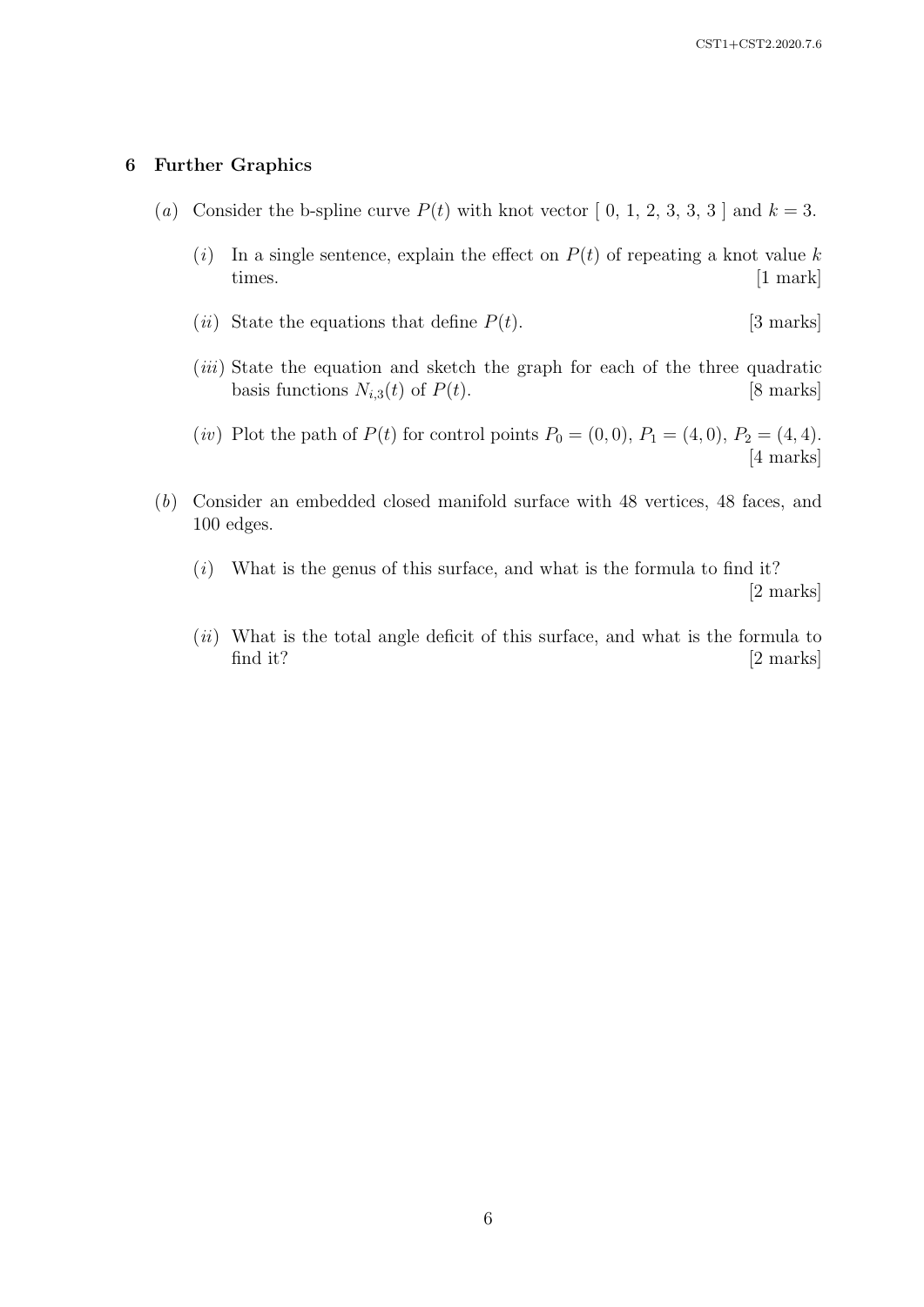## 6 Further Graphics

(*a*) Consider the b-spline curve $P(t)$ with knot vector [ 0, 1, 2, 3, 3, 3 ] and $k = 3$.

(*i*) In a single sentence, explain the effect on $P(t)$ of repeating a knot value $k$ times. [1 mark]

(*ii*) State the equations that define $P(t)$. [3 marks]

(*iii*) State the equation and sketch the graph for each of the three quadratic basis functions $N_{i,3}(t)$ of $P(t)$. [8 marks]

(*iv*) Plot the path of $P(t)$ for control points $P_0 = (0, 0)$, $P_1 = (4, 0)$, $P_2 = (4, 4)$. [4 marks]

(*b*) Consider an embedded closed manifold surface with 48 vertices, 48 faces, and 100 edges.

(*i*) What is the genus of this surface, and what is the formula to find it? [2 marks]

(*ii*) What is the total angle deficit of this surface, and what is the formula to find it? [2 marks]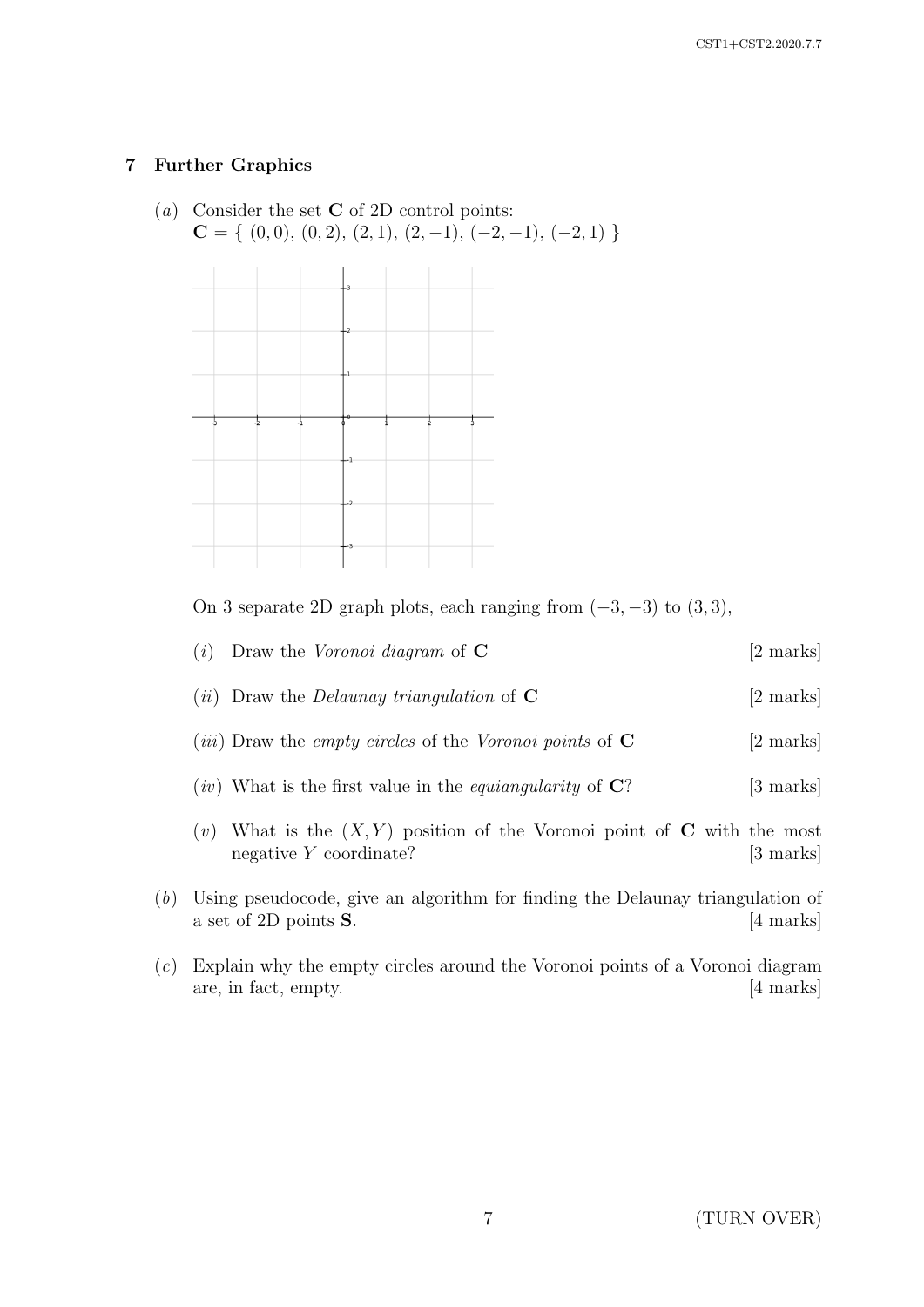## 7 Further Graphics

(*a*) Consider the set **C** of 2D control points:
$\mathbf{C} = \{ (0,0), (0,2), (2,1), (2,-1), (-2,-1), (-2,1) \}$

-3
-2
-1
0
1
2
3

3
2
1
-1
-2
-3

On 3 separate 2D graph plots, each ranging from $(-3,-3)$ to $(3,3)$,

(*i*) Draw the *Voronoi diagram* of **C** [2 marks]

(*ii*) Draw the *Delaunay triangulation* of **C** [2 marks]

(*iii*) Draw the *empty circles* of the *Voronoi points* of **C** [2 marks]

(*iv*) What is the first value in the *equiangularity* of **C**? [3 marks]

(*v*) What is the $(X, Y)$ position of the Voronoi point of **C** with the most negative $Y$ coordinate? [3 marks]

(*b*) Using pseudocode, give an algorithm for finding the Delaunay triangulation of a set of 2D points **S**. [4 marks]

(*c*) Explain why the empty circles around the Voronoi points of a Voronoi diagram are, in fact, empty. [4 marks]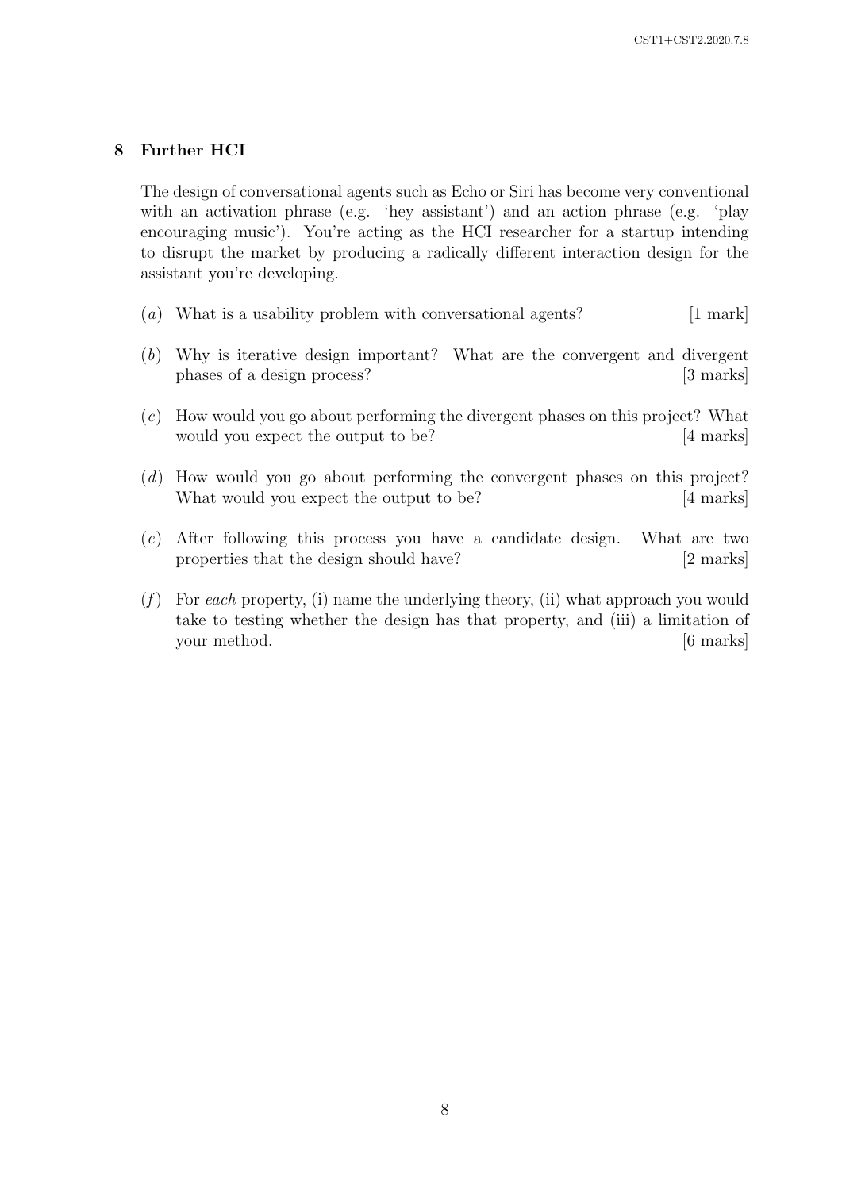## 8 Further HCI

The design of conversational agents such as Echo or Siri has become very conventional with an activation phrase (e.g. 'hey assistant') and an action phrase (e.g. 'play encouraging music'). You're acting as the HCI researcher for a startup intending to disrupt the market by producing a radically different interaction design for the assistant you're developing.

(*a*) What is a usability problem with conversational agents? [1 mark]

(*b*) Why is iterative design important? What are the convergent and divergent phases of a design process? [3 marks]

(*c*) How would you go about performing the divergent phases on this project? What would you expect the output to be? [4 marks]

(*d*) How would you go about performing the convergent phases on this project? What would you expect the output to be? [4 marks]

(*e*) After following this process you have a candidate design. What are two properties that the design should have? [2 marks]

(*f*) For *each* property, (i) name the underlying theory, (ii) what approach you would take to testing whether the design has that property, and (iii) a limitation of your method. [6 marks]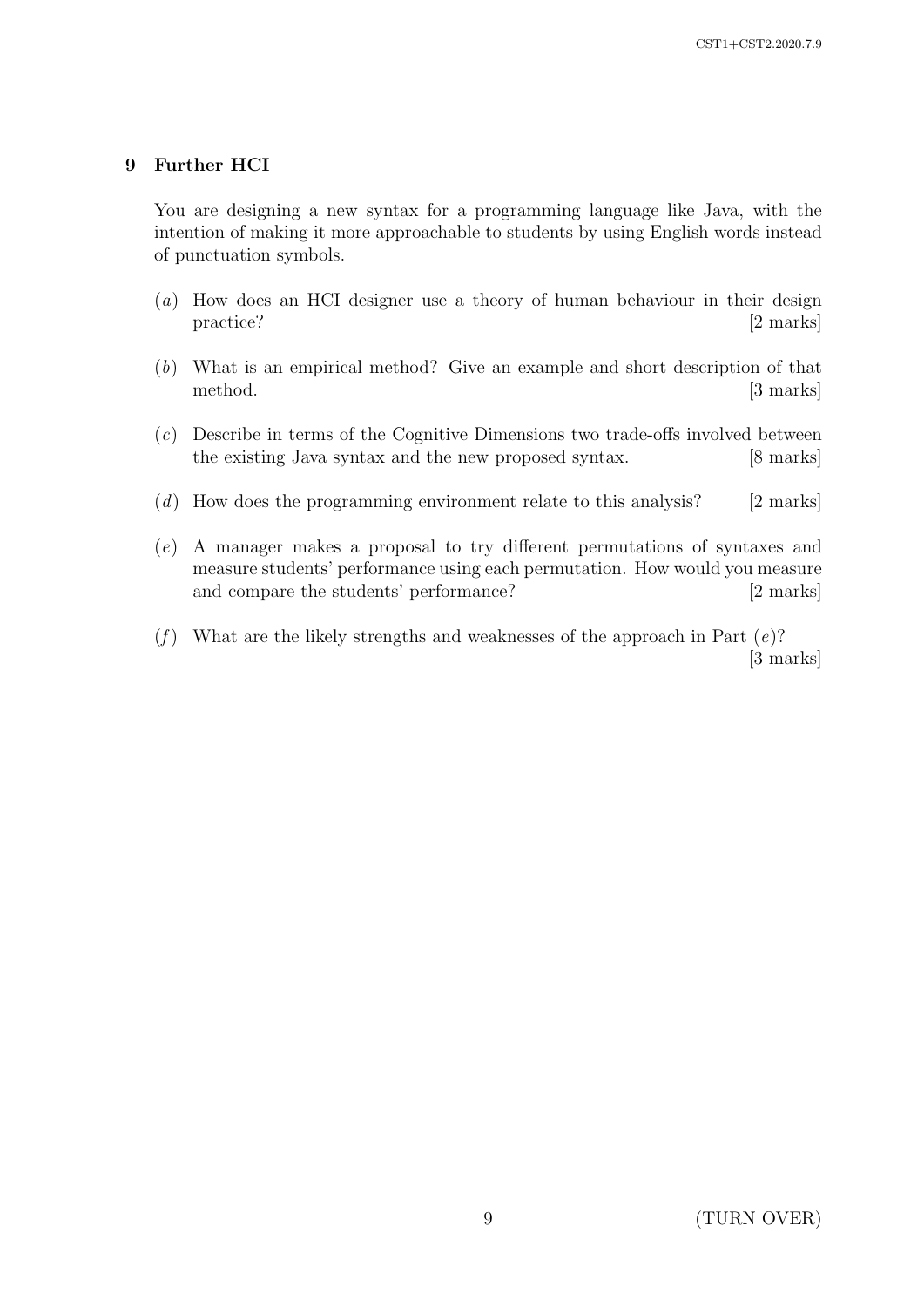## 9 Further HCI

You are designing a new syntax for a programming language like Java, with the intention of making it more approachable to students by using English words instead of punctuation symbols.

(*a*) How does an HCI designer use a theory of human behaviour in their design practice? [2 marks]

(*b*) What is an empirical method? Give an example and short description of that method. [3 marks]

(*c*) Describe in terms of the Cognitive Dimensions two trade-offs involved between the existing Java syntax and the new proposed syntax. [8 marks]

(*d*) How does the programming environment relate to this analysis? [2 marks]

(*e*) A manager makes a proposal to try different permutations of syntaxes and measure students' performance using each permutation. How would you measure and compare the students' performance? [2 marks]

(*f*) What are the likely strengths and weaknesses of the approach in Part (*e*)? [3 marks]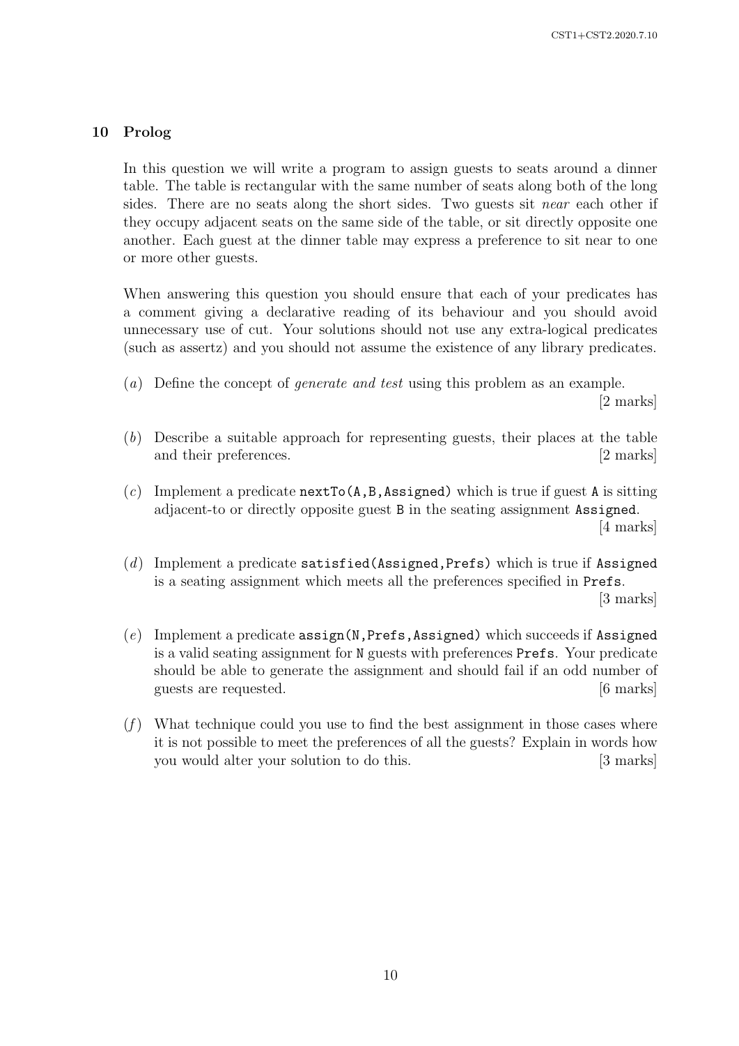## 10 Prolog

In this question we will write a program to assign guests to seats around a dinner table. The table is rectangular with the same number of seats along both of the long sides. There are no seats along the short sides. Two guests sit *near* each other if they occupy adjacent seats on the same side of the table, or sit directly opposite one another. Each guest at the dinner table may express a preference to sit near to one or more other guests.

When answering this question you should ensure that each of your predicates has a comment giving a declarative reading of its behaviour and you should avoid unnecessary use of cut. Your solutions should not use any extra-logical predicates (such as assertz) and you should not assume the existence of any library predicates.

(*a*) Define the concept of *generate and test* using this problem as an example. [2 marks]

(*b*) Describe a suitable approach for representing guests, their places at the table and their preferences. [2 marks]

(*c*) Implement a predicate `nextTo(A,B,Assigned)` which is true if guest `A` is sitting adjacent-to or directly opposite guest `B` in the seating assignment `Assigned`. [4 marks]

(*d*) Implement a predicate `satisfied(Assigned,Prefs)` which is true if `Assigned` is a seating assignment which meets all the preferences specified in `Prefs`. [3 marks]

(*e*) Implement a predicate `assign(N,Prefs,Assigned)` which succeeds if `Assigned` is a valid seating assignment for `N` guests with preferences `Prefs`. Your predicate should be able to generate the assignment and should fail if an odd number of guests are requested. [6 marks]

(*f*) What technique could you use to find the best assignment in those cases where it is not possible to meet the preferences of all the guests? Explain in words how you would alter your solution to do this. [3 marks]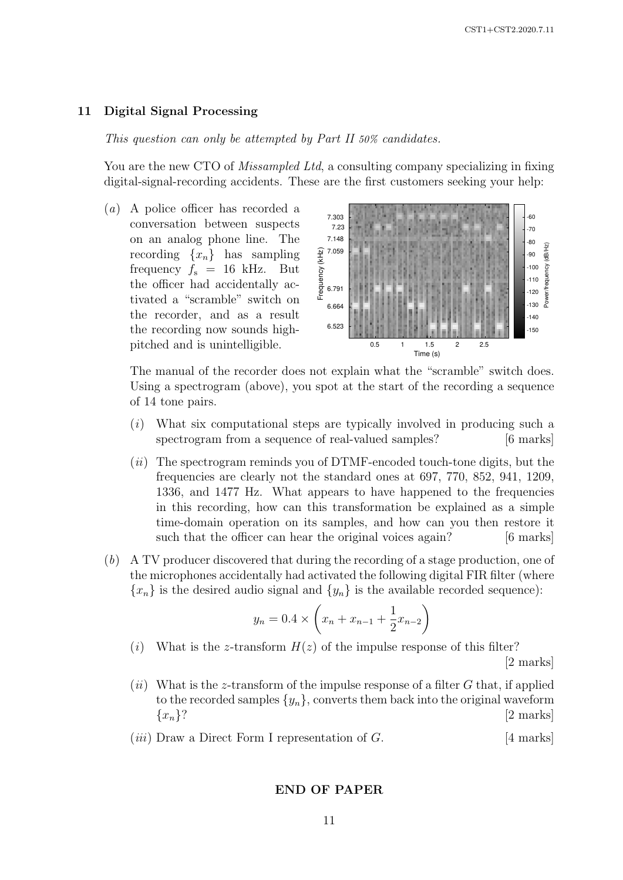## 11 Digital Signal Processing

*This question can only be attempted by Part II 50% candidates.*

You are the new CTO of *Missampled Ltd*, a consulting company specializing in fixing digital-signal-recording accidents. These are the first customers seeking your help:

(*a*) A police officer has recorded a conversation between suspects on an analog phone line. The recording $\{x_n\}$ has sampling frequency $f_s = 16$ kHz. But the officer had accidentally activated a "scramble" switch on the recorder, and as a result the recording now sounds high-pitched and is unintelligible.

Frequency (kHz)
7.303
7.23
7.148
7.059
6.791
6.664
6.523
Time (s)
0.5
1
1.5
2
2.5
Power/frequency (dB/Hz)
-60
-70
-80
-90
-100
-110
-120
-130
-140
-150

The manual of the recorder does not explain what the "scramble" switch does. Using a spectrogram (above), you spot at the start of the recording a sequence of 14 tone pairs.

(*i*) What six computational steps are typically involved in producing such a spectrogram from a sequence of real-valued samples? [6 marks]

(*ii*) The spectrogram reminds you of DTMF-encoded touch-tone digits, but the frequencies are clearly not the standard ones at 697, 770, 852, 941, 1209, 1336, and 1477 Hz. What appears to have happened to the frequencies in this recording, how can this transformation be explained as a simple time-domain operation on its samples, and how can you then restore it such that the officer can hear the original voices again? [6 marks]

(*b*) A TV producer discovered that during the recording of a stage production, one of the microphones accidentally had activated the following digital FIR filter (where $\{x_n\}$ is the desired audio signal and $\{y_n\}$ is the available recorded sequence):

$$y_n = 0.4 \times \left( x_n + x_{n-1} + \frac{1}{2} x_{n-2} \right)$$

(*i*) What is the $z$-transform $H(z)$ of the impulse response of this filter? [2 marks]

(*ii*) What is the $z$-transform of the impulse response of a filter $G$ that, if applied to the recorded samples $\{y_n\}$, converts them back into the original waveform $\{x_n\}$? [2 marks]

(*iii*) Draw a Direct Form I representation of $G$. [4 marks]

**END OF PAPER**